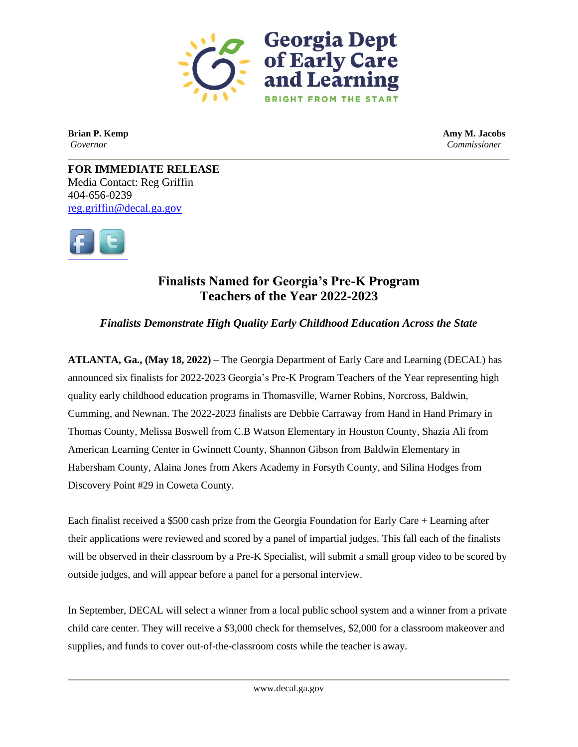Georgia Dept of Early Care and Learning
BRIGHT FROM THE START

**Brian P. Kemp**
*Governor*

**Amy M. Jacobs**
*Commissioner*

**FOR IMMEDIATE RELEASE**
Media Contact: Reg Griffin
404-656-0239
reg.griffin@decal.ga.gov

# Finalists Named for Georgia's Pre-K Program Teachers of the Year 2022-2023

***Finalists Demonstrate High Quality Early Childhood Education Across the State***

**ATLANTA, Ga., (May 18, 2022) –** The Georgia Department of Early Care and Learning (DECAL) has announced six finalists for 2022-2023 Georgia's Pre-K Program Teachers of the Year representing high quality early childhood education programs in Thomasville, Warner Robins, Norcross, Baldwin, Cumming, and Newnan. The 2022-2023 finalists are Debbie Carraway from Hand in Hand Primary in Thomas County, Melissa Boswell from C.B Watson Elementary in Houston County, Shazia Ali from American Learning Center in Gwinnett County, Shannon Gibson from Baldwin Elementary in Habersham County, Alaina Jones from Akers Academy in Forsyth County, and Silina Hodges from Discovery Point #29 in Coweta County.

Each finalist received a $500 cash prize from the Georgia Foundation for Early Care + Learning after their applications were reviewed and scored by a panel of impartial judges. This fall each of the finalists will be observed in their classroom by a Pre-K Specialist, will submit a small group video to be scored by outside judges, and will appear before a panel for a personal interview.

In September, DECAL will select a winner from a local public school system and a winner from a private child care center. They will receive a $3,000 check for themselves, $2,000 for a classroom makeover and supplies, and funds to cover out-of-the-classroom costs while the teacher is away.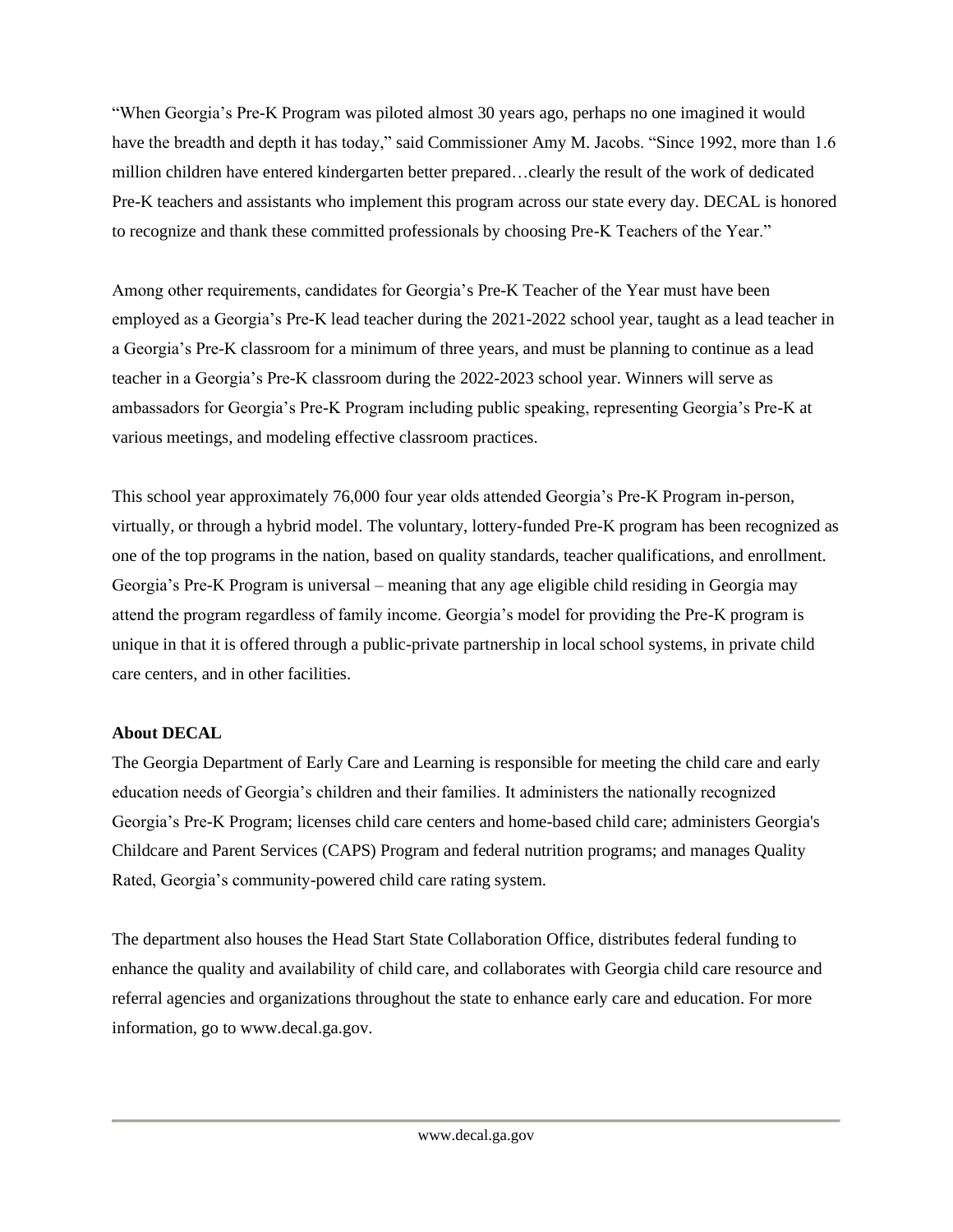"When Georgia's Pre-K Program was piloted almost 30 years ago, perhaps no one imagined it would have the breadth and depth it has today," said Commissioner Amy M. Jacobs. "Since 1992, more than 1.6 million children have entered kindergarten better prepared…clearly the result of the work of dedicated Pre-K teachers and assistants who implement this program across our state every day. DECAL is honored to recognize and thank these committed professionals by choosing Pre-K Teachers of the Year."

Among other requirements, candidates for Georgia's Pre-K Teacher of the Year must have been employed as a Georgia's Pre-K lead teacher during the 2021-2022 school year, taught as a lead teacher in a Georgia's Pre-K classroom for a minimum of three years, and must be planning to continue as a lead teacher in a Georgia's Pre-K classroom during the 2022-2023 school year. Winners will serve as ambassadors for Georgia's Pre-K Program including public speaking, representing Georgia's Pre-K at various meetings, and modeling effective classroom practices.

This school year approximately 76,000 four year olds attended Georgia's Pre-K Program in-person, virtually, or through a hybrid model. The voluntary, lottery-funded Pre-K program has been recognized as one of the top programs in the nation, based on quality standards, teacher qualifications, and enrollment. Georgia's Pre-K Program is universal – meaning that any age eligible child residing in Georgia may attend the program regardless of family income. Georgia's model for providing the Pre-K program is unique in that it is offered through a public-private partnership in local school systems, in private child care centers, and in other facilities.

**About DECAL**

The Georgia Department of Early Care and Learning is responsible for meeting the child care and early education needs of Georgia's children and their families. It administers the nationally recognized Georgia's Pre-K Program; licenses child care centers and home-based child care; administers Georgia's Childcare and Parent Services (CAPS) Program and federal nutrition programs; and manages Quality Rated, Georgia's community-powered child care rating system.

The department also houses the Head Start State Collaboration Office, distributes federal funding to enhance the quality and availability of child care, and collaborates with Georgia child care resource and referral agencies and organizations throughout the state to enhance early care and education. For more information, go to www.decal.ga.gov.